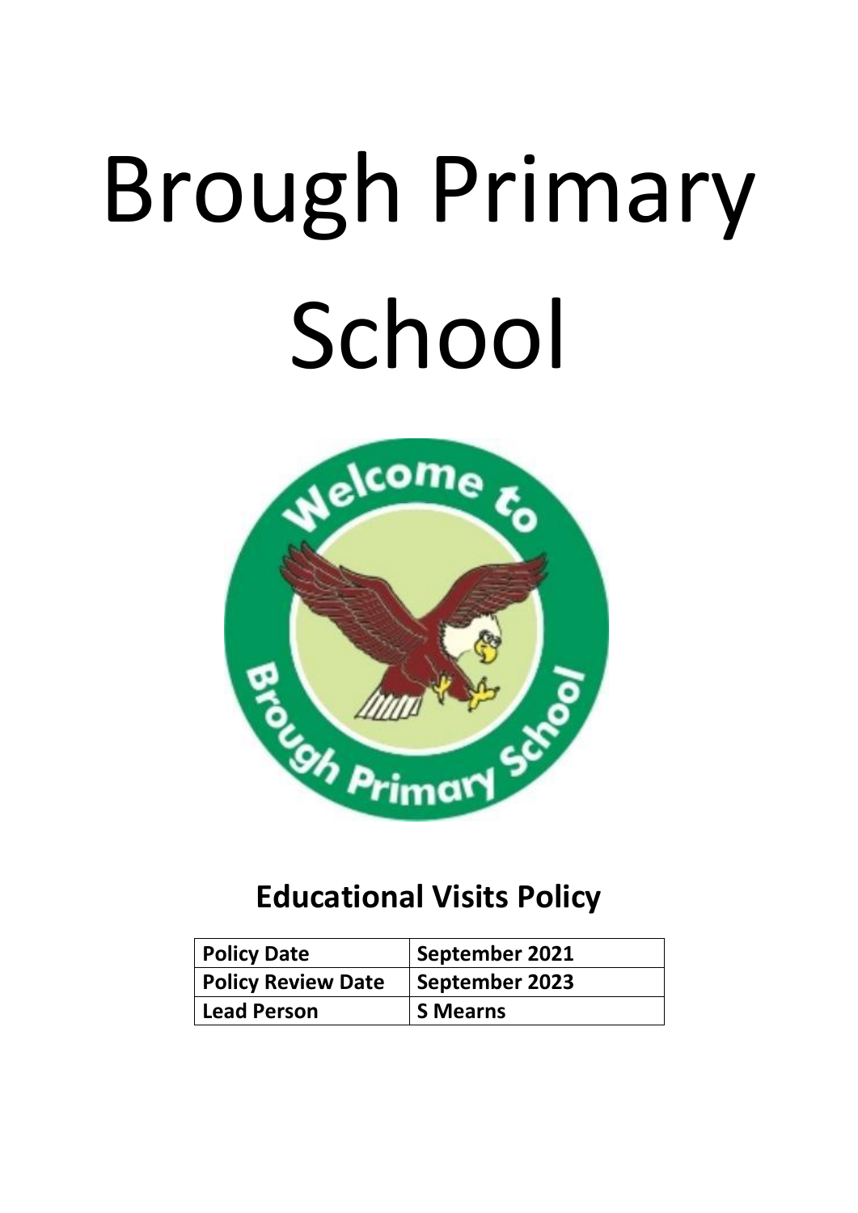# Brough Primary School

## Educational Visits Policy

| Policy Date | September 2021 |
|---|---|
| Policy Review Date | September 2023 |
| Lead Person | S Mearns |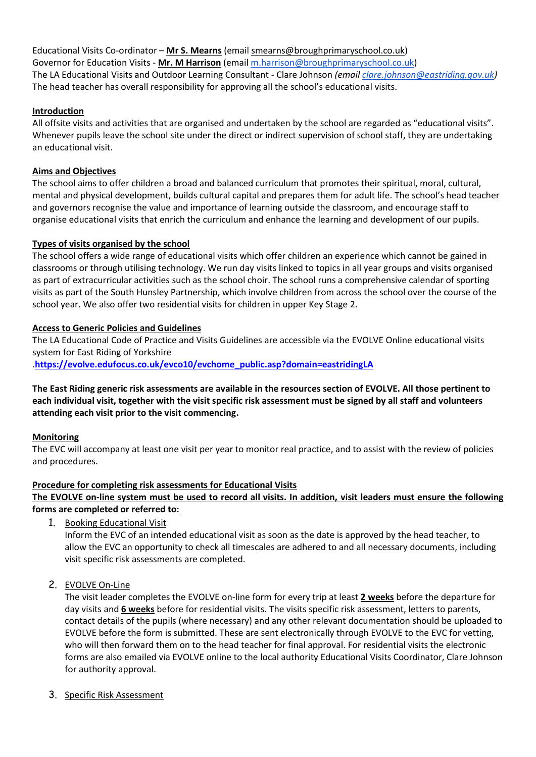Educational Visits Co-ordinator – **Mr S. Mearns** (email smearns@broughprimaryschool.co.uk)
Governor for Education Visits - **Mr. M Harrison** (email m.harrison@broughprimaryschool.co.uk)
The LA Educational Visits and Outdoor Learning Consultant - Clare Johnson *(email clare.johnson@eastriding.gov.uk)*
The head teacher has overall responsibility for approving all the school's educational visits.

**Introduction**

All offsite visits and activities that are organised and undertaken by the school are regarded as "educational visits". Whenever pupils leave the school site under the direct or indirect supervision of school staff, they are undertaking an educational visit.

**Aims and Objectives**

The school aims to offer children a broad and balanced curriculum that promotes their spiritual, moral, cultural, mental and physical development, builds cultural capital and prepares them for adult life. The school's head teacher and governors recognise the value and importance of learning outside the classroom, and encourage staff to organise educational visits that enrich the curriculum and enhance the learning and development of our pupils.

**Types of visits organised by the school**

The school offers a wide range of educational visits which offer children an experience which cannot be gained in classrooms or through utilising technology. We run day visits linked to topics in all year groups and visits organised as part of extracurricular activities such as the school choir. The school runs a comprehensive calendar of sporting visits as part of the South Hunsley Partnership, which involve children from across the school over the course of the school year. We also offer two residential visits for children in upper Key Stage 2.

**Access to Generic Policies and Guidelines**

The LA Educational Code of Practice and Visits Guidelines are accessible via the EVOLVE Online educational visits system for East Riding of Yorkshire
.**https://evolve.edufocus.co.uk/evco10/evchome_public.asp?domain=eastridingLA**

**The East Riding generic risk assessments are available in the resources section of EVOLVE. All those pertinent to each individual visit, together with the visit specific risk assessment must be signed by all staff and volunteers attending each visit prior to the visit commencing.**

**Monitoring**

The EVC will accompany at least one visit per year to monitor real practice, and to assist with the review of policies and procedures.

**Procedure for completing risk assessments for Educational Visits**

**The EVOLVE on-line system must be used to record all visits. In addition, visit leaders must ensure the following forms are completed or referred to:**

1. Booking Educational Visit
   Inform the EVC of an intended educational visit as soon as the date is approved by the head teacher, to allow the EVC an opportunity to check all timescales are adhered to and all necessary documents, including visit specific risk assessments are completed.

2. EVOLVE On-Line
   The visit leader completes the EVOLVE on-line form for every trip at least **2 weeks** before the departure for day visits and **6 weeks** before for residential visits. The visits specific risk assessment, letters to parents, contact details of the pupils (where necessary) and any other relevant documentation should be uploaded to EVOLVE before the form is submitted. These are sent electronically through EVOLVE to the EVC for vetting, who will then forward them on to the head teacher for final approval. For residential visits the electronic forms are also emailed via EVOLVE online to the local authority Educational Visits Coordinator, Clare Johnson for authority approval.

3. Specific Risk Assessment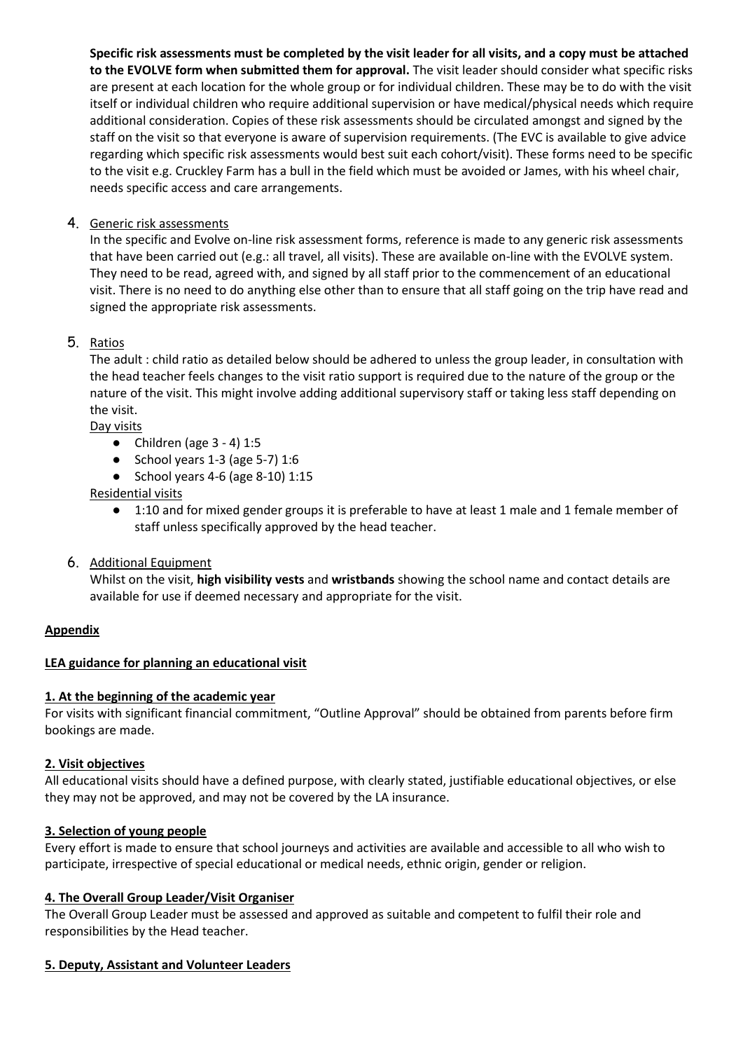**Specific risk assessments must be completed by the visit leader for all visits, and a copy must be attached to the EVOLVE form when submitted them for approval.** The visit leader should consider what specific risks are present at each location for the whole group or for individual children. These may be to do with the visit itself or individual children who require additional supervision or have medical/physical needs which require additional consideration. Copies of these risk assessments should be circulated amongst and signed by the staff on the visit so that everyone is aware of supervision requirements. (The EVC is available to give advice regarding which specific risk assessments would best suit each cohort/visit). These forms need to be specific to the visit e.g. Cruckley Farm has a bull in the field which must be avoided or James, with his wheel chair, needs specific access and care arrangements.

4. Generic risk assessments

   In the specific and Evolve on-line risk assessment forms, reference is made to any generic risk assessments that have been carried out (e.g.: all travel, all visits). These are available on-line with the EVOLVE system. They need to be read, agreed with, and signed by all staff prior to the commencement of an educational visit. There is no need to do anything else other than to ensure that all staff going on the trip have read and signed the appropriate risk assessments.

5. Ratios

   The adult : child ratio as detailed below should be adhered to unless the group leader, in consultation with the head teacher feels changes to the visit ratio support is required due to the nature of the group or the nature of the visit. This might involve adding additional supervisory staff or taking less staff depending on the visit.

   Day visits
   - Children (age 3 - 4) 1:5
   - School years 1-3 (age 5-7) 1:6
   - School years 4-6 (age 8-10) 1:15

   Residential visits
   - 1:10 and for mixed gender groups it is preferable to have at least 1 male and 1 female member of staff unless specifically approved by the head teacher.

6. Additional Equipment

   Whilst on the visit, **high visibility vests** and **wristbands** showing the school name and contact details are available for use if deemed necessary and appropriate for the visit.

**Appendix**

**LEA guidance for planning an educational visit**

**1. At the beginning of the academic year**

For visits with significant financial commitment, "Outline Approval" should be obtained from parents before firm bookings are made.

**2. Visit objectives**

All educational visits should have a defined purpose, with clearly stated, justifiable educational objectives, or else they may not be approved, and may not be covered by the LA insurance.

**3. Selection of young people**

Every effort is made to ensure that school journeys and activities are available and accessible to all who wish to participate, irrespective of special educational or medical needs, ethnic origin, gender or religion.

**4. The Overall Group Leader/Visit Organiser**

The Overall Group Leader must be assessed and approved as suitable and competent to fulfil their role and responsibilities by the Head teacher.

**5. Deputy, Assistant and Volunteer Leaders**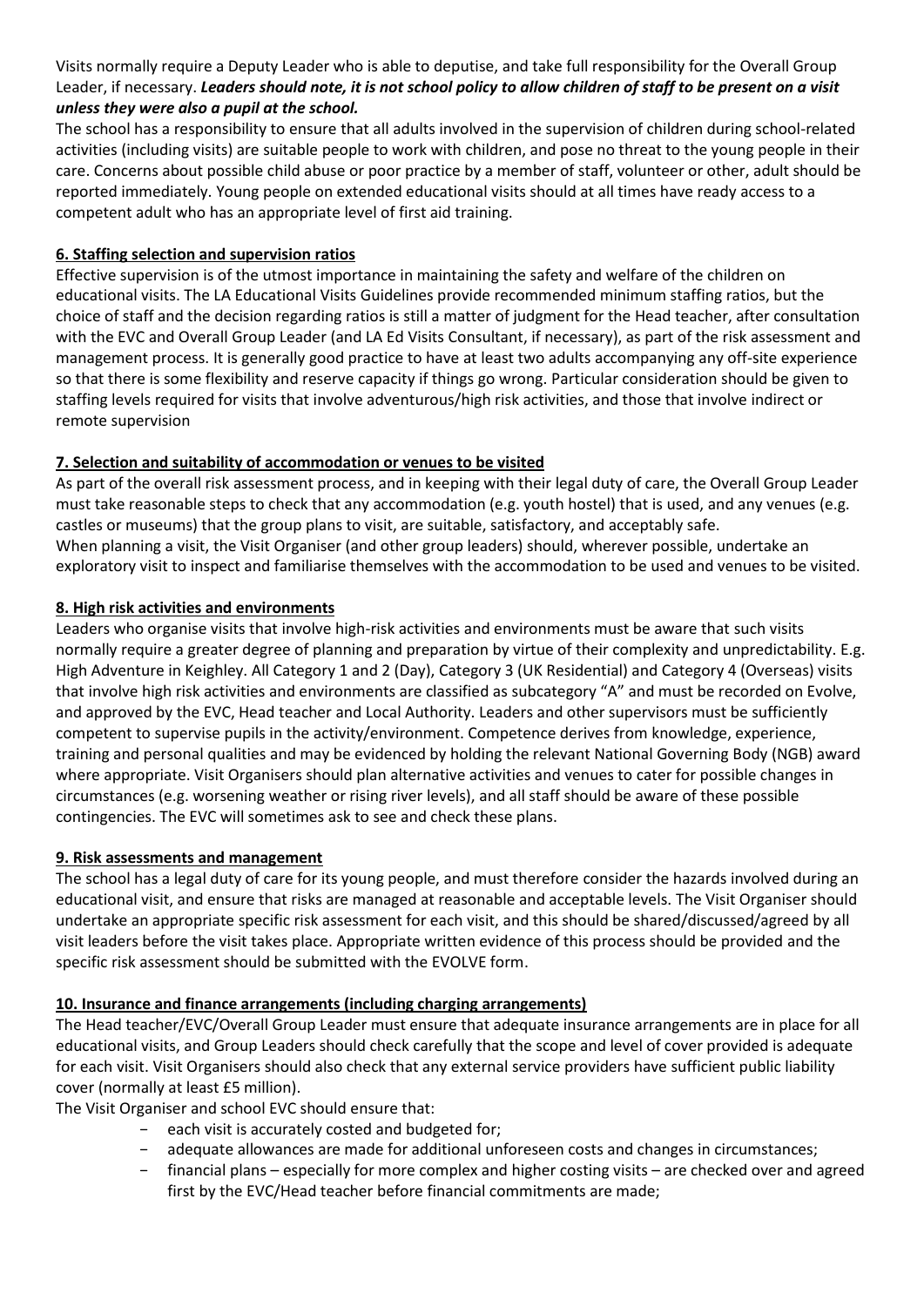Visits normally require a Deputy Leader who is able to deputise, and take full responsibility for the Overall Group Leader, if necessary. ***Leaders should note, it is not school policy to allow children of staff to be present on a visit unless they were also a pupil at the school.***

The school has a responsibility to ensure that all adults involved in the supervision of children during school-related activities (including visits) are suitable people to work with children, and pose no threat to the young people in their care. Concerns about possible child abuse or poor practice by a member of staff, volunteer or other, adult should be reported immediately. Young people on extended educational visits should at all times have ready access to a competent adult who has an appropriate level of first aid training.

## 6. Staffing selection and supervision ratios

Effective supervision is of the utmost importance in maintaining the safety and welfare of the children on educational visits. The LA Educational Visits Guidelines provide recommended minimum staffing ratios, but the choice of staff and the decision regarding ratios is still a matter of judgment for the Head teacher, after consultation with the EVC and Overall Group Leader (and LA Ed Visits Consultant, if necessary), as part of the risk assessment and management process. It is generally good practice to have at least two adults accompanying any off-site experience so that there is some flexibility and reserve capacity if things go wrong. Particular consideration should be given to staffing levels required for visits that involve adventurous/high risk activities, and those that involve indirect or remote supervision

## 7. Selection and suitability of accommodation or venues to be visited

As part of the overall risk assessment process, and in keeping with their legal duty of care, the Overall Group Leader must take reasonable steps to check that any accommodation (e.g. youth hostel) that is used, and any venues (e.g. castles or museums) that the group plans to visit, are suitable, satisfactory, and acceptably safe.
When planning a visit, the Visit Organiser (and other group leaders) should, wherever possible, undertake an exploratory visit to inspect and familiarise themselves with the accommodation to be used and venues to be visited.

## 8. High risk activities and environments

Leaders who organise visits that involve high-risk activities and environments must be aware that such visits normally require a greater degree of planning and preparation by virtue of their complexity and unpredictability. E.g. High Adventure in Keighley. All Category 1 and 2 (Day), Category 3 (UK Residential) and Category 4 (Overseas) visits that involve high risk activities and environments are classified as subcategory "A" and must be recorded on Evolve, and approved by the EVC, Head teacher and Local Authority. Leaders and other supervisors must be sufficiently competent to supervise pupils in the activity/environment. Competence derives from knowledge, experience, training and personal qualities and may be evidenced by holding the relevant National Governing Body (NGB) award where appropriate. Visit Organisers should plan alternative activities and venues to cater for possible changes in circumstances (e.g. worsening weather or rising river levels), and all staff should be aware of these possible contingencies. The EVC will sometimes ask to see and check these plans.

## 9. Risk assessments and management

The school has a legal duty of care for its young people, and must therefore consider the hazards involved during an educational visit, and ensure that risks are managed at reasonable and acceptable levels. The Visit Organiser should undertake an appropriate specific risk assessment for each visit, and this should be shared/discussed/agreed by all visit leaders before the visit takes place. Appropriate written evidence of this process should be provided and the specific risk assessment should be submitted with the EVOLVE form.

## 10. Insurance and finance arrangements (including charging arrangements)

The Head teacher/EVC/Overall Group Leader must ensure that adequate insurance arrangements are in place for all educational visits, and Group Leaders should check carefully that the scope and level of cover provided is adequate for each visit. Visit Organisers should also check that any external service providers have sufficient public liability cover (normally at least £5 million).

The Visit Organiser and school EVC should ensure that:

- each visit is accurately costed and budgeted for;
- adequate allowances are made for additional unforeseen costs and changes in circumstances;
- financial plans – especially for more complex and higher costing visits – are checked over and agreed first by the EVC/Head teacher before financial commitments are made;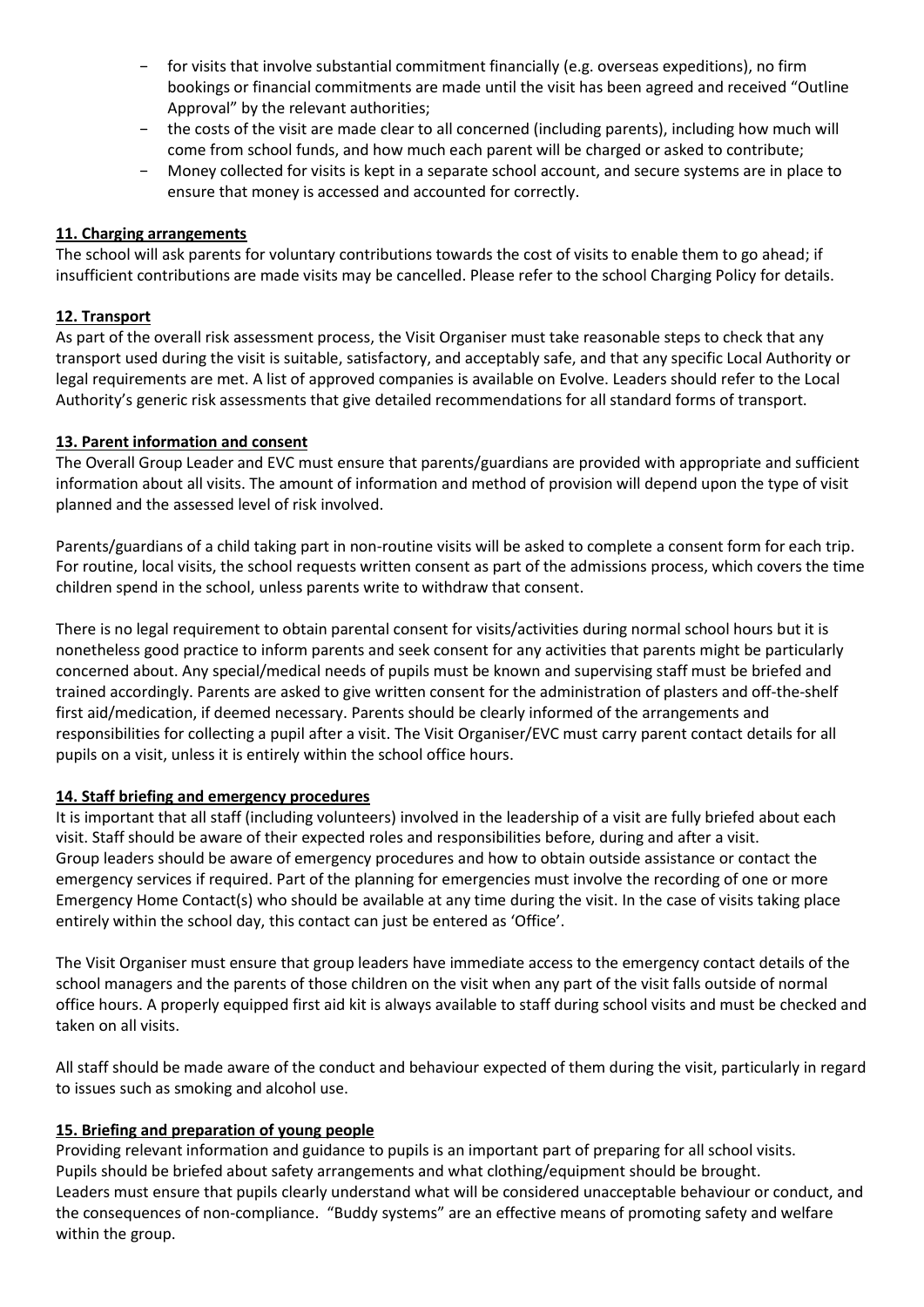- for visits that involve substantial commitment financially (e.g. overseas expeditions), no firm bookings or financial commitments are made until the visit has been agreed and received "Outline Approval" by the relevant authorities;
- the costs of the visit are made clear to all concerned (including parents), including how much will come from school funds, and how much each parent will be charged or asked to contribute;
- Money collected for visits is kept in a separate school account, and secure systems are in place to ensure that money is accessed and accounted for correctly.

## 11. Charging arrangements

The school will ask parents for voluntary contributions towards the cost of visits to enable them to go ahead; if insufficient contributions are made visits may be cancelled. Please refer to the school Charging Policy for details.

## 12. Transport

As part of the overall risk assessment process, the Visit Organiser must take reasonable steps to check that any transport used during the visit is suitable, satisfactory, and acceptably safe, and that any specific Local Authority or legal requirements are met. A list of approved companies is available on Evolve. Leaders should refer to the Local Authority's generic risk assessments that give detailed recommendations for all standard forms of transport.

## 13. Parent information and consent

The Overall Group Leader and EVC must ensure that parents/guardians are provided with appropriate and sufficient information about all visits. The amount of information and method of provision will depend upon the type of visit planned and the assessed level of risk involved.

Parents/guardians of a child taking part in non-routine visits will be asked to complete a consent form for each trip. For routine, local visits, the school requests written consent as part of the admissions process, which covers the time children spend in the school, unless parents write to withdraw that consent.

There is no legal requirement to obtain parental consent for visits/activities during normal school hours but it is nonetheless good practice to inform parents and seek consent for any activities that parents might be particularly concerned about. Any special/medical needs of pupils must be known and supervising staff must be briefed and trained accordingly. Parents are asked to give written consent for the administration of plasters and off-the-shelf first aid/medication, if deemed necessary. Parents should be clearly informed of the arrangements and responsibilities for collecting a pupil after a visit. The Visit Organiser/EVC must carry parent contact details for all pupils on a visit, unless it is entirely within the school office hours.

## 14. Staff briefing and emergency procedures

It is important that all staff (including volunteers) involved in the leadership of a visit are fully briefed about each visit. Staff should be aware of their expected roles and responsibilities before, during and after a visit. Group leaders should be aware of emergency procedures and how to obtain outside assistance or contact the emergency services if required. Part of the planning for emergencies must involve the recording of one or more Emergency Home Contact(s) who should be available at any time during the visit. In the case of visits taking place entirely within the school day, this contact can just be entered as 'Office'.

The Visit Organiser must ensure that group leaders have immediate access to the emergency contact details of the school managers and the parents of those children on the visit when any part of the visit falls outside of normal office hours. A properly equipped first aid kit is always available to staff during school visits and must be checked and taken on all visits.

All staff should be made aware of the conduct and behaviour expected of them during the visit, particularly in regard to issues such as smoking and alcohol use.

## 15. Briefing and preparation of young people

Providing relevant information and guidance to pupils is an important part of preparing for all school visits. Pupils should be briefed about safety arrangements and what clothing/equipment should be brought. Leaders must ensure that pupils clearly understand what will be considered unacceptable behaviour or conduct, and the consequences of non-compliance. "Buddy systems" are an effective means of promoting safety and welfare within the group.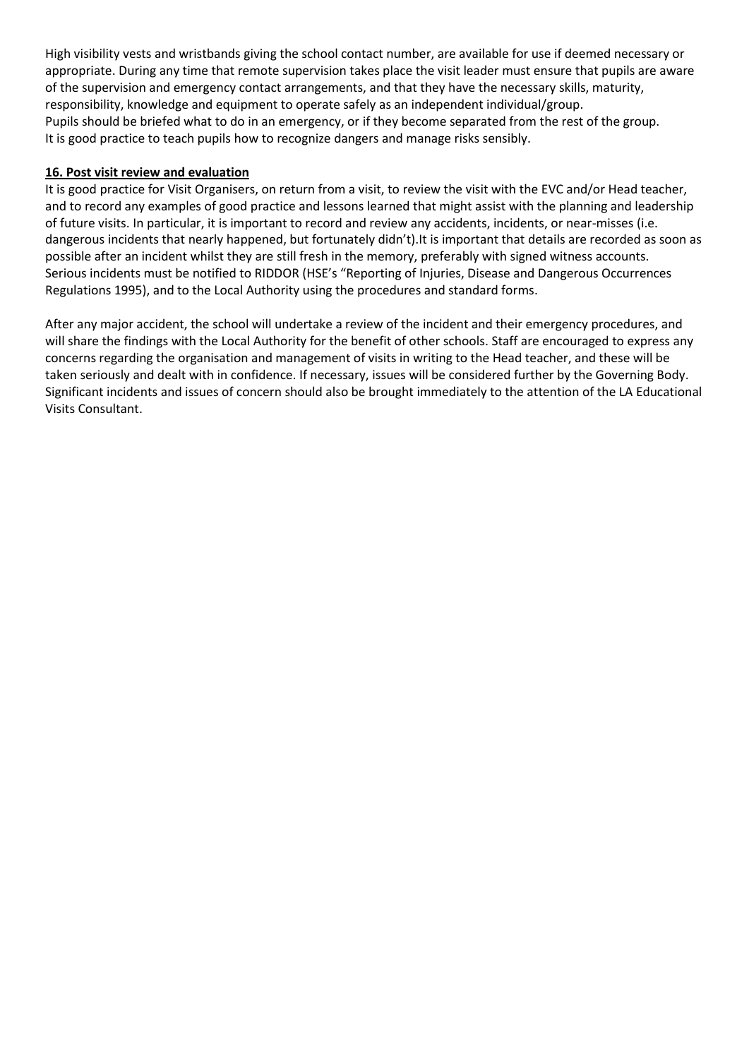High visibility vests and wristbands giving the school contact number, are available for use if deemed necessary or appropriate. During any time that remote supervision takes place the visit leader must ensure that pupils are aware of the supervision and emergency contact arrangements, and that they have the necessary skills, maturity, responsibility, knowledge and equipment to operate safely as an independent individual/group.
Pupils should be briefed what to do in an emergency, or if they become separated from the rest of the group.
It is good practice to teach pupils how to recognize dangers and manage risks sensibly.

**16. Post visit review and evaluation**

It is good practice for Visit Organisers, on return from a visit, to review the visit with the EVC and/or Head teacher, and to record any examples of good practice and lessons learned that might assist with the planning and leadership of future visits. In particular, it is important to record and review any accidents, incidents, or near-misses (i.e. dangerous incidents that nearly happened, but fortunately didn't).It is important that details are recorded as soon as possible after an incident whilst they are still fresh in the memory, preferably with signed witness accounts. Serious incidents must be notified to RIDDOR (HSE's "Reporting of Injuries, Disease and Dangerous Occurrences Regulations 1995), and to the Local Authority using the procedures and standard forms.

After any major accident, the school will undertake a review of the incident and their emergency procedures, and will share the findings with the Local Authority for the benefit of other schools. Staff are encouraged to express any concerns regarding the organisation and management of visits in writing to the Head teacher, and these will be taken seriously and dealt with in confidence. If necessary, issues will be considered further by the Governing Body. Significant incidents and issues of concern should also be brought immediately to the attention of the LA Educational Visits Consultant.